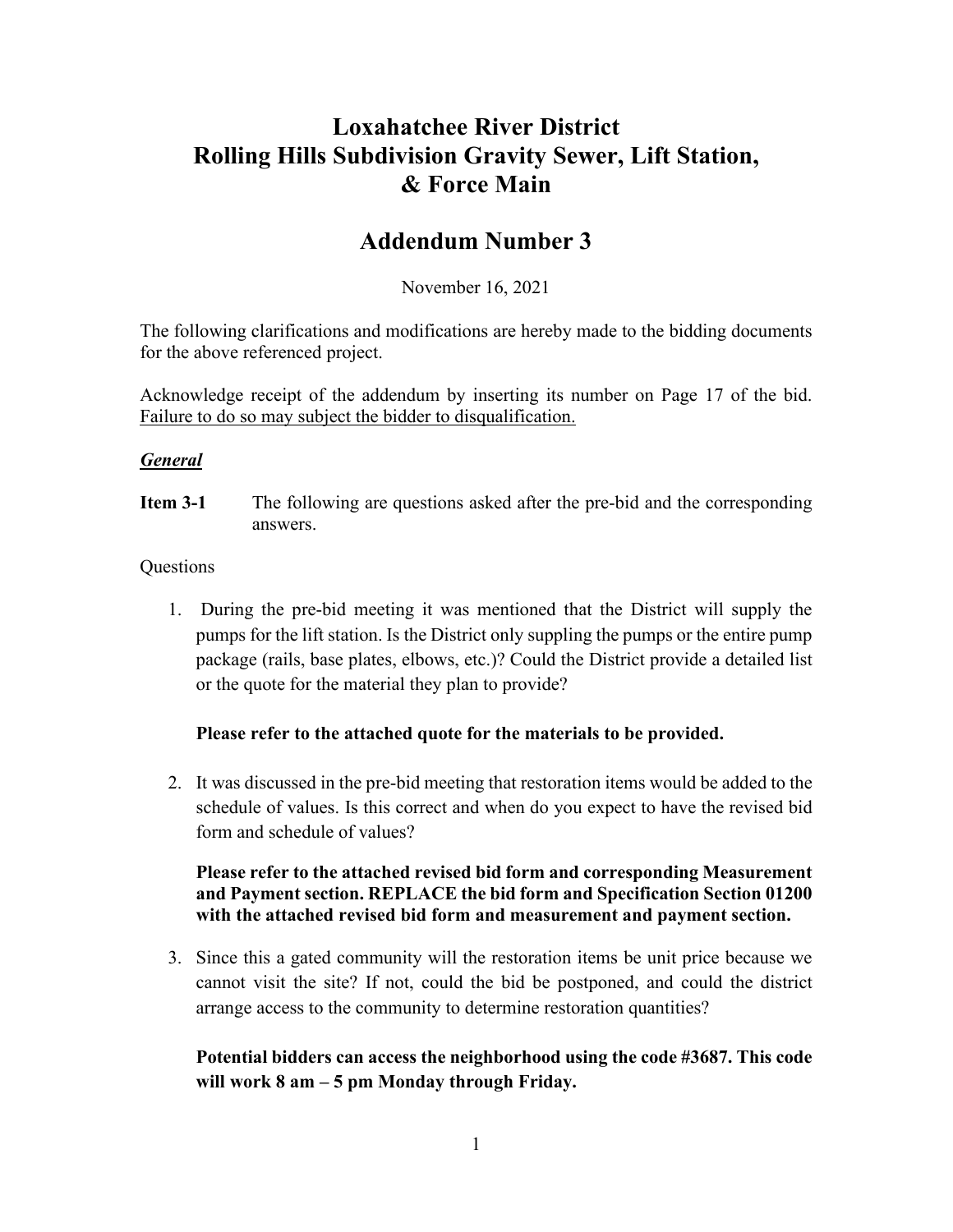# Loxahatchee River District
# Rolling Hills Subdivision Gravity Sewer, Lift Station, & Force Main

## Addendum Number 3

November 16, 2021

The following clarifications and modifications are hereby made to the bidding documents for the above referenced project.

Acknowledge receipt of the addendum by inserting its number on Page 17 of the bid. Failure to do so may subject the bidder to disqualification.

***General***

**Item 3-1** The following are questions asked after the pre-bid and the corresponding answers.

Questions

1. During the pre-bid meeting it was mentioned that the District will supply the pumps for the lift station. Is the District only suppling the pumps or the entire pump package (rails, base plates, elbows, etc.)? Could the District provide a detailed list or the quote for the material they plan to provide?

   **Please refer to the attached quote for the materials to be provided.**

2. It was discussed in the pre-bid meeting that restoration items would be added to the schedule of values. Is this correct and when do you expect to have the revised bid form and schedule of values?

   **Please refer to the attached revised bid form and corresponding Measurement and Payment section. REPLACE the bid form and Specification Section 01200 with the attached revised bid form and measurement and payment section.**

3. Since this a gated community will the restoration items be unit price because we cannot visit the site? If not, could the bid be postponed, and could the district arrange access to the community to determine restoration quantities?

   **Potential bidders can access the neighborhood using the code #3687. This code will work 8 am – 5 pm Monday through Friday.**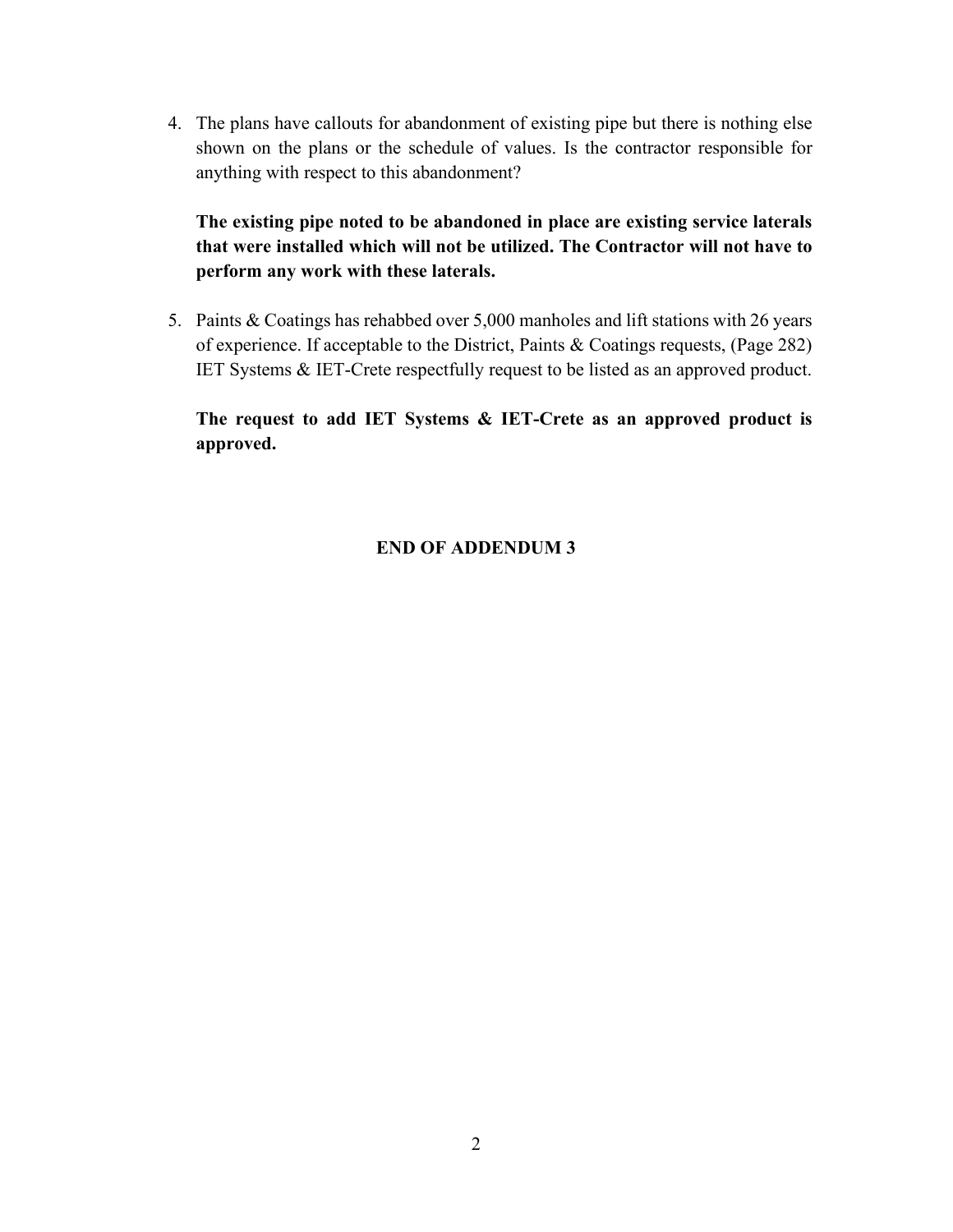4. The plans have callouts for abandonment of existing pipe but there is nothing else shown on the plans or the schedule of values. Is the contractor responsible for anything with respect to this abandonment?

   **The existing pipe noted to be abandoned in place are existing service laterals that were installed which will not be utilized. The Contractor will not have to perform any work with these laterals.**

5. Paints & Coatings has rehabbed over 5,000 manholes and lift stations with 26 years of experience. If acceptable to the District, Paints & Coatings requests, (Page 282) IET Systems & IET-Crete respectfully request to be listed as an approved product.

   **The request to add IET Systems & IET-Crete as an approved product is approved.**

**END OF ADDENDUM 3**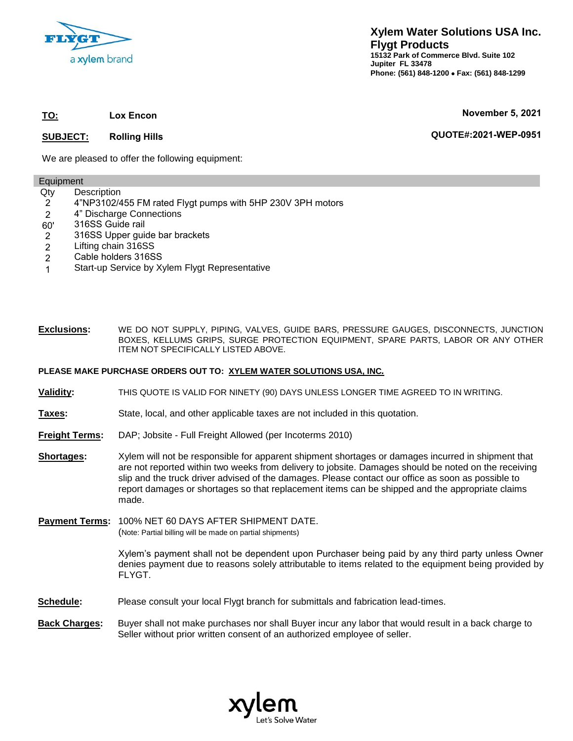**Xylem Water Solutions USA Inc.**
**Flygt Products**
**15132 Park of Commerce Blvd. Suite 102**
**Jupiter FL 33478**
**Phone: (561) 848-1200 • Fax: (561) 848-1299**

**TO:** **Lox Encon** — **November 5, 2021**

**SUBJECT:** **Rolling Hills** — **QUOTE#:2021-WEP-0951**

We are pleased to offer the following equipment:

| Equipment | |
|---|---|
| Qty | Description |
| 2 | 4"NP3102/455 FM rated Flygt pumps with 5HP 230V 3PH motors |
| 2 | 4" Discharge Connections |
| 60' | 316SS Guide rail |
| 2 | 316SS Upper guide bar brackets |
| 2 | Lifting chain 316SS |
| 2 | Cable holders 316SS |
| 1 | Start-up Service by Xylem Flygt Representative |

**Exclusions:** WE DO NOT SUPPLY, PIPING, VALVES, GUIDE BARS, PRESSURE GAUGES, DISCONNECTS, JUNCTION BOXES, KELLUMS GRIPS, SURGE PROTECTION EQUIPMENT, SPARE PARTS, LABOR OR ANY OTHER ITEM NOT SPECIFICALLY LISTED ABOVE.

**PLEASE MAKE PURCHASE ORDERS OUT TO: XYLEM WATER SOLUTIONS USA, INC.**

**Validity:** THIS QUOTE IS VALID FOR NINETY (90) DAYS UNLESS LONGER TIME AGREED TO IN WRITING.

**Taxes:** State, local, and other applicable taxes are not included in this quotation.

**Freight Terms:** DAP; Jobsite - Full Freight Allowed (per Incoterms 2010)

**Shortages:** Xylem will not be responsible for apparent shipment shortages or damages incurred in shipment that are not reported within two weeks from delivery to jobsite. Damages should be noted on the receiving slip and the truck driver advised of the damages. Please contact our office as soon as possible to report damages or shortages so that replacement items can be shipped and the appropriate claims made.

**Payment Terms:** 100% NET 60 DAYS AFTER SHIPMENT DATE.
(Note: Partial billing will be made on partial shipments)

Xylem's payment shall not be dependent upon Purchaser being paid by any third party unless Owner denies payment due to reasons solely attributable to items related to the equipment being provided by FLYGT.

**Schedule:** Please consult your local Flygt branch for submittals and fabrication lead-times.

**Back Charges:** Buyer shall not make purchases nor shall Buyer incur any labor that would result in a back charge to Seller without prior written consent of an authorized employee of seller.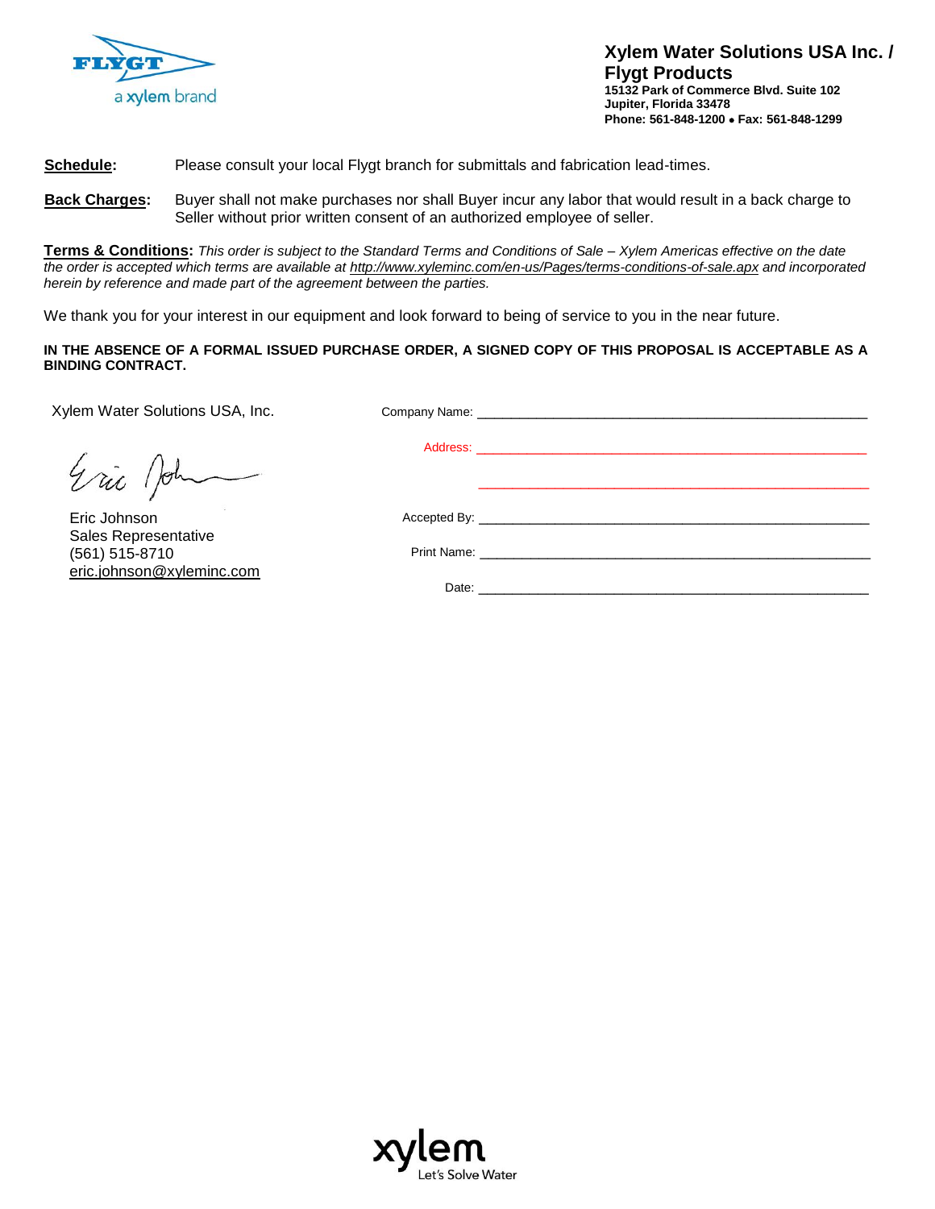**Xylem Water Solutions USA Inc. / Flygt Products**
**15132 Park of Commerce Blvd. Suite 102**
**Jupiter, Florida 33478**
**Phone: 561-848-1200 • Fax: 561-848-1299**

**Schedule:** Please consult your local Flygt branch for submittals and fabrication lead-times.

**Back Charges:** Buyer shall not make purchases nor shall Buyer incur any labor that would result in a back charge to Seller without prior written consent of an authorized employee of seller.

**Terms & Conditions:** *This order is subject to the Standard Terms and Conditions of Sale – Xylem Americas effective on the date the order is accepted which terms are available at http://www.xyleminc.com/en-us/Pages/terms-conditions-of-sale.apx and incorporated herein by reference and made part of the agreement between the parties.*

We thank you for your interest in our equipment and look forward to being of service to you in the near future.

**IN THE ABSENCE OF A FORMAL ISSUED PURCHASE ORDER, A SIGNED COPY OF THIS PROPOSAL IS ACCEPTABLE AS A BINDING CONTRACT.**

Xylem Water Solutions USA, Inc.

Eric Johnson
Sales Representative
(561) 515-8710
eric.johnson@xyleminc.com

Company Name: ______________________________

Address: ______________________________

______________________________

Accepted By: ______________________________

Print Name: ______________________________

Date: ______________________________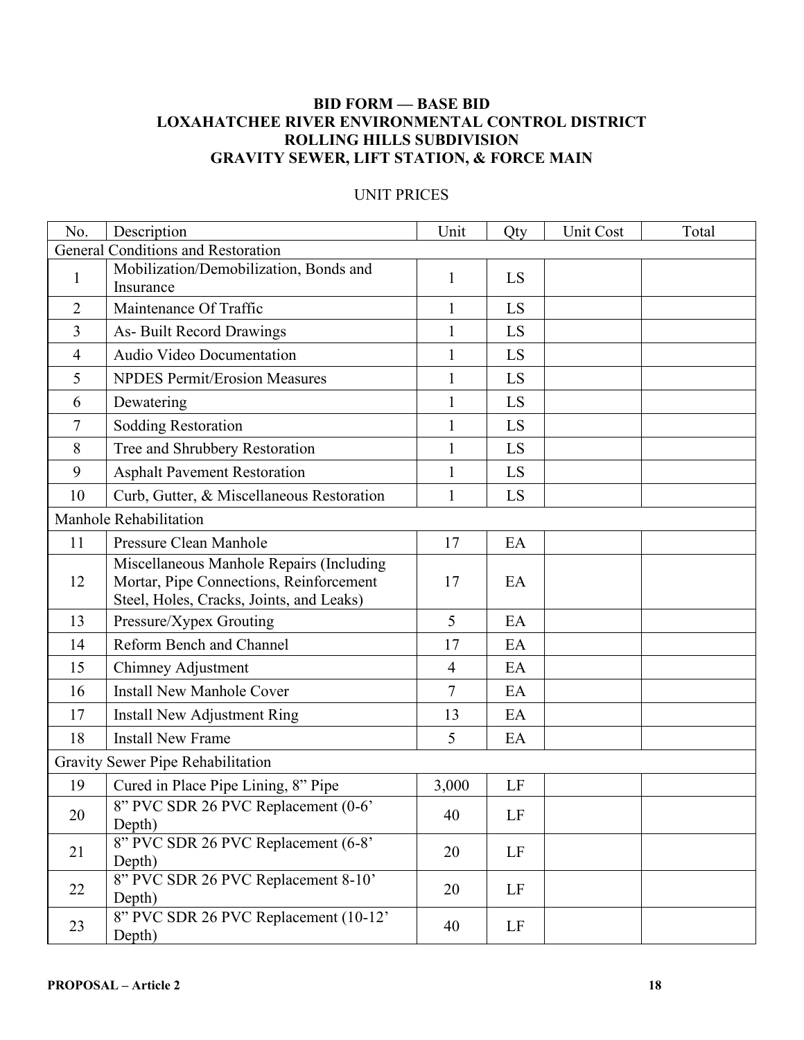**BID FORM — BASE BID**
**LOXAHATCHEE RIVER ENVIRONMENTAL CONTROL DISTRICT**
**ROLLING HILLS SUBDIVISION**
**GRAVITY SEWER, LIFT STATION, & FORCE MAIN**

UNIT PRICES

| No. | Description | Unit | Qty | Unit Cost | Total |
|---|---|---|---|---|---|
| General Conditions and Restoration | | | | | |
| 1 | Mobilization/Demobilization, Bonds and Insurance | 1 | LS | | |
| 2 | Maintenance Of Traffic | 1 | LS | | |
| 3 | As- Built Record Drawings | 1 | LS | | |
| 4 | Audio Video Documentation | 1 | LS | | |
| 5 | NPDES Permit/Erosion Measures | 1 | LS | | |
| 6 | Dewatering | 1 | LS | | |
| 7 | Sodding Restoration | 1 | LS | | |
| 8 | Tree and Shrubbery Restoration | 1 | LS | | |
| 9 | Asphalt Pavement Restoration | 1 | LS | | |
| 10 | Curb, Gutter, & Miscellaneous Restoration | 1 | LS | | |
| Manhole Rehabilitation | | | | | |
| 11 | Pressure Clean Manhole | 17 | EA | | |
| 12 | Miscellaneous Manhole Repairs (Including Mortar, Pipe Connections, Reinforcement Steel, Holes, Cracks, Joints, and Leaks) | 17 | EA | | |
| 13 | Pressure/Xypex Grouting | 5 | EA | | |
| 14 | Reform Bench and Channel | 17 | EA | | |
| 15 | Chimney Adjustment | 4 | EA | | |
| 16 | Install New Manhole Cover | 7 | EA | | |
| 17 | Install New Adjustment Ring | 13 | EA | | |
| 18 | Install New Frame | 5 | EA | | |
| Gravity Sewer Pipe Rehabilitation | | | | | |
| 19 | Cured in Place Pipe Lining, 8" Pipe | 3,000 | LF | | |
| 20 | 8" PVC SDR 26 PVC Replacement (0-6' Depth) | 40 | LF | | |
| 21 | 8" PVC SDR 26 PVC Replacement (6-8' Depth) | 20 | LF | | |
| 22 | 8" PVC SDR 26 PVC Replacement 8-10' Depth) | 20 | LF | | |
| 23 | 8" PVC SDR 26 PVC Replacement (10-12' Depth) | 40 | LF | | |

PROPOSAL – Article 2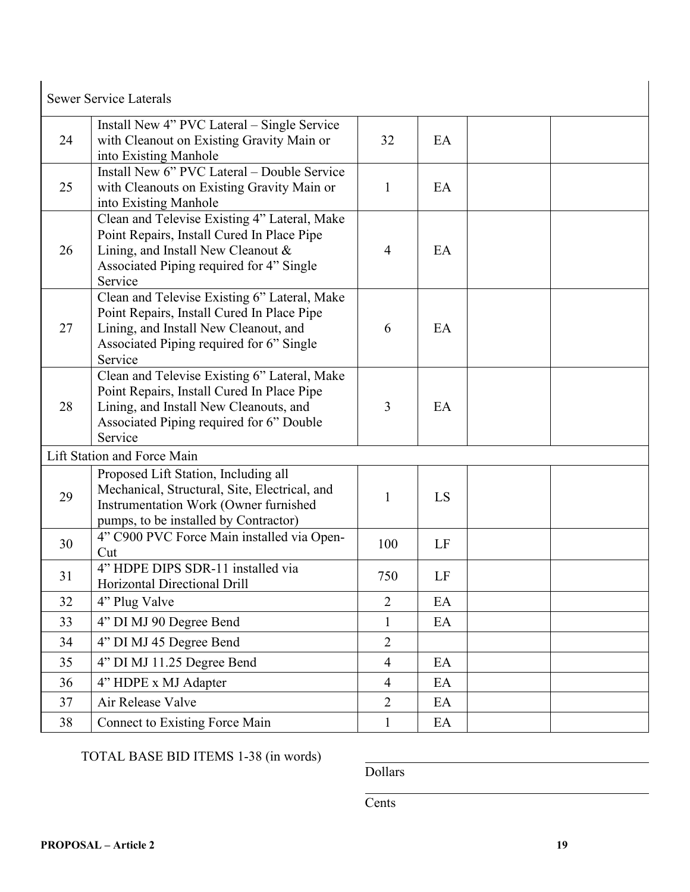| | | | | | |
|---|---|---|---|---|---|
| Sewer Service Laterals | | | | | |
| 24 | Install New 4" PVC Lateral – Single Service with Cleanout on Existing Gravity Main or into Existing Manhole | 32 | EA | | |
| 25 | Install New 6" PVC Lateral – Double Service with Cleanouts on Existing Gravity Main or into Existing Manhole | 1 | EA | | |
| 26 | Clean and Televise Existing 4" Lateral, Make Point Repairs, Install Cured In Place Pipe Lining, and Install New Cleanout & Associated Piping required for 4" Single Service | 4 | EA | | |
| 27 | Clean and Televise Existing 6" Lateral, Make Point Repairs, Install Cured In Place Pipe Lining, and Install New Cleanout, and Associated Piping required for 6" Single Service | 6 | EA | | |
| 28 | Clean and Televise Existing 6" Lateral, Make Point Repairs, Install Cured In Place Pipe Lining, and Install New Cleanouts, and Associated Piping required for 6" Double Service | 3 | EA | | |
| Lift Station and Force Main | | | | | |
| 29 | Proposed Lift Station, Including all Mechanical, Structural, Site, Electrical, and Instrumentation Work (Owner furnished pumps, to be installed by Contractor) | 1 | LS | | |
| 30 | 4" C900 PVC Force Main installed via Open-Cut | 100 | LF | | |
| 31 | 4" HDPE DIPS SDR-11 installed via Horizontal Directional Drill | 750 | LF | | |
| 32 | 4" Plug Valve | 2 | EA | | |
| 33 | 4" DI MJ 90 Degree Bend | 1 | EA | | |
| 34 | 4" DI MJ 45 Degree Bend | 2 | | | |
| 35 | 4" DI MJ 11.25 Degree Bend | 4 | EA | | |
| 36 | 4" HDPE x MJ Adapter | 4 | EA | | |
| 37 | Air Release Valve | 2 | EA | | |
| 38 | Connect to Existing Force Main | 1 | EA | | |

TOTAL BASE BID ITEMS 1-38 (in words)

______________________________
Dollars

______________________________
Cents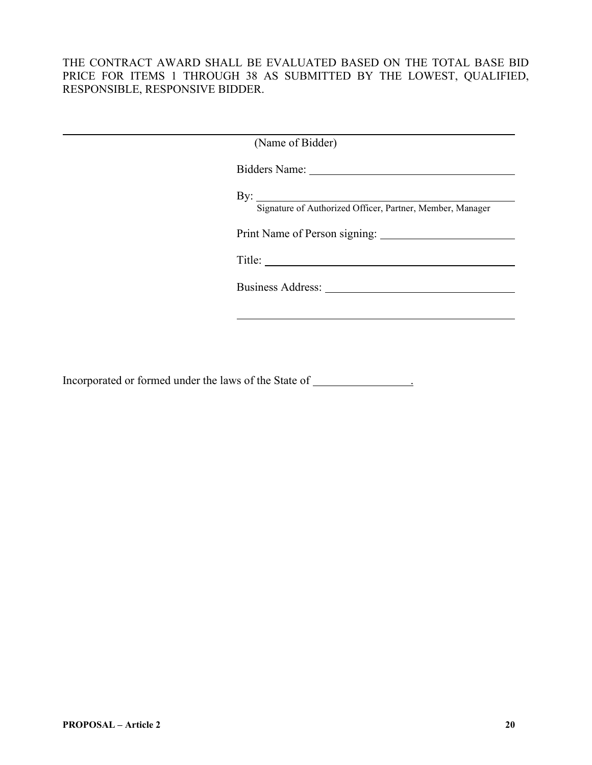THE CONTRACT AWARD SHALL BE EVALUATED BASED ON THE TOTAL BASE BID PRICE FOR ITEMS 1 THROUGH 38 AS SUBMITTED BY THE LOWEST, QUALIFIED, RESPONSIBLE, RESPONSIVE BIDDER.

\_\_\_\_\_\_\_\_\_\_\_\_\_\_\_\_\_\_\_\_\_\_\_\_\_\_\_\_\_\_\_\_\_\_\_\_\_\_\_\_\_\_\_\_\_\_\_\_\_\_\_\_\_\_\_\_\_\_\_\_\_\_\_\_\_\_\_\_

(Name of Bidder)

Bidders Name: \_\_\_\_\_\_\_\_\_\_\_\_\_\_\_\_\_\_\_\_\_\_\_\_\_\_\_\_\_\_\_\_\_\_\_\_

By: \_\_\_\_\_\_\_\_\_\_\_\_\_\_\_\_\_\_\_\_\_\_\_\_\_\_\_\_\_\_\_\_\_\_\_\_\_\_\_\_\_\_\_\_\_\_

Signature of Authorized Officer, Partner, Member, Manager

Print Name of Person signing: \_\_\_\_\_\_\_\_\_\_\_\_\_\_\_\_\_\_\_\_\_\_\_\_

Title: \_\_\_\_\_\_\_\_\_\_\_\_\_\_\_\_\_\_\_\_\_\_\_\_\_\_\_\_\_\_\_\_\_\_\_\_\_\_\_\_\_\_\_\_

Business Address: \_\_\_\_\_\_\_\_\_\_\_\_\_\_\_\_\_\_\_\_\_\_\_\_\_\_\_\_\_\_\_\_\_

\_\_\_\_\_\_\_\_\_\_\_\_\_\_\_\_\_\_\_\_\_\_\_\_\_\_\_\_\_\_\_\_\_\_\_\_\_\_\_\_\_\_\_\_\_\_\_\_\_\_\_\_

Incorporated or formed under the laws of the State of \_\_\_\_\_\_\_\_\_\_\_\_\_\_\_\_\_.

**PROPOSAL – Article 2**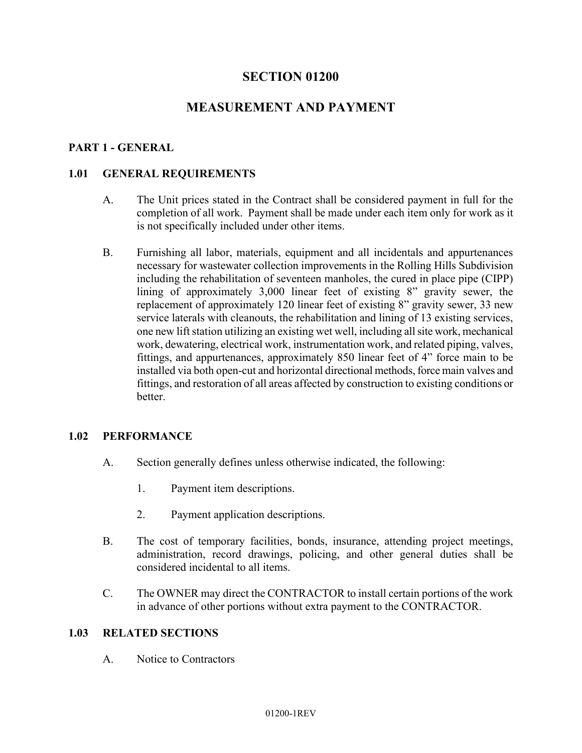# SECTION 01200

# MEASUREMENT AND PAYMENT

## PART 1 - GENERAL

### 1.01 GENERAL REQUIREMENTS

A. The Unit prices stated in the Contract shall be considered payment in full for the completion of all work. Payment shall be made under each item only for work as it is not specifically included under other items.

B. Furnishing all labor, materials, equipment and all incidentals and appurtenances necessary for wastewater collection improvements in the Rolling Hills Subdivision including the rehabilitation of seventeen manholes, the cured in place pipe (CIPP) lining of approximately 3,000 linear feet of existing 8" gravity sewer, the replacement of approximately 120 linear feet of existing 8" gravity sewer, 33 new service laterals with cleanouts, the rehabilitation and lining of 13 existing services, one new lift station utilizing an existing wet well, including all site work, mechanical work, dewatering, electrical work, instrumentation work, and related piping, valves, fittings, and appurtenances, approximately 850 linear feet of 4" force main to be installed via both open-cut and horizontal directional methods, force main valves and fittings, and restoration of all areas affected by construction to existing conditions or better.

### 1.02 PERFORMANCE

A. Section generally defines unless otherwise indicated, the following:

1. Payment item descriptions.

2. Payment application descriptions.

B. The cost of temporary facilities, bonds, insurance, attending project meetings, administration, record drawings, policing, and other general duties shall be considered incidental to all items.

C. The OWNER may direct the CONTRACTOR to install certain portions of the work in advance of other portions without extra payment to the CONTRACTOR.

### 1.03 RELATED SECTIONS

A. Notice to Contractors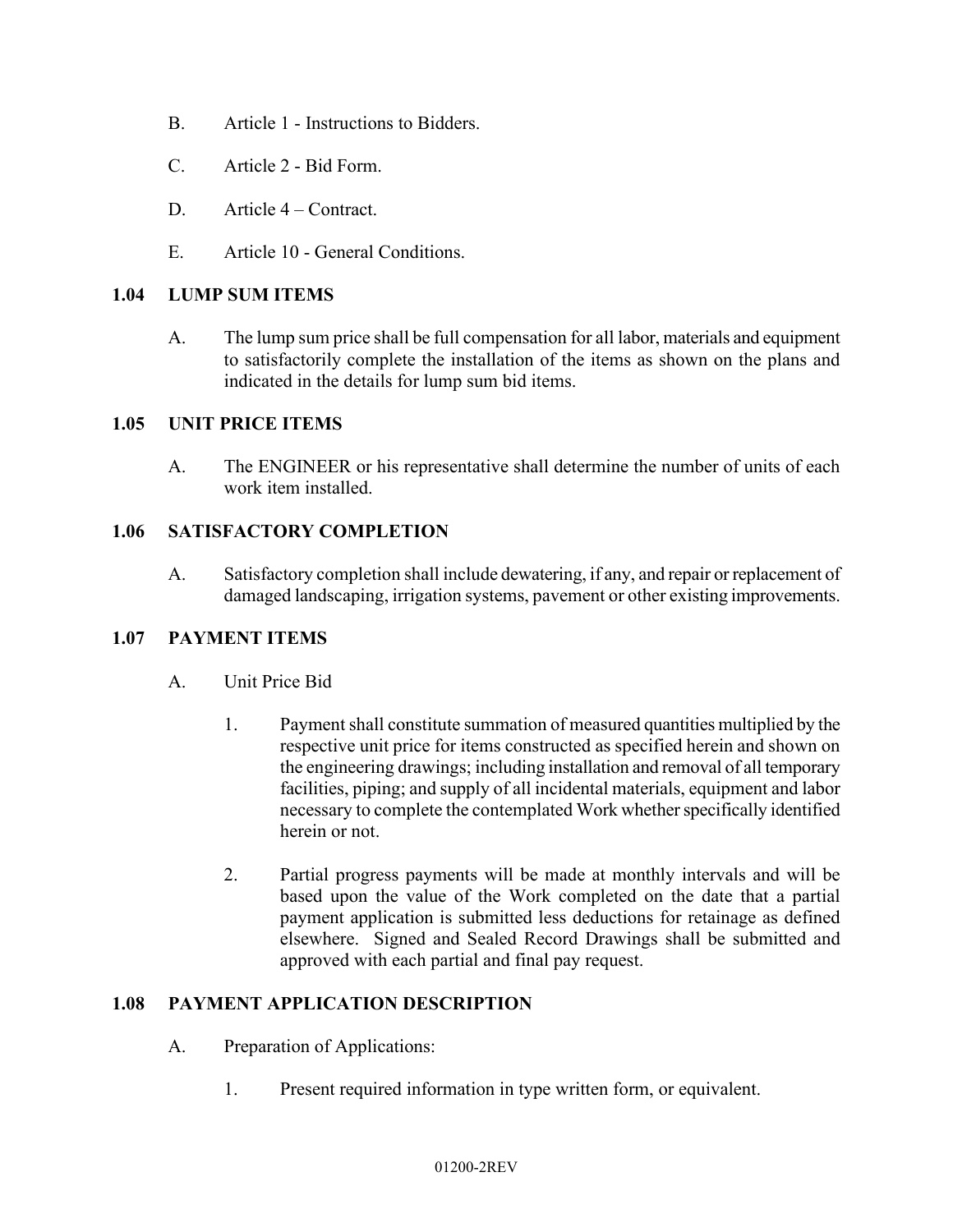B. Article 1 - Instructions to Bidders.

C. Article 2 - Bid Form.

D. Article 4 – Contract.

E. Article 10 - General Conditions.

## 1.04 LUMP SUM ITEMS

A. The lump sum price shall be full compensation for all labor, materials and equipment to satisfactorily complete the installation of the items as shown on the plans and indicated in the details for lump sum bid items.

## 1.05 UNIT PRICE ITEMS

A. The ENGINEER or his representative shall determine the number of units of each work item installed.

## 1.06 SATISFACTORY COMPLETION

A. Satisfactory completion shall include dewatering, if any, and repair or replacement of damaged landscaping, irrigation systems, pavement or other existing improvements.

## 1.07 PAYMENT ITEMS

A. Unit Price Bid

1. Payment shall constitute summation of measured quantities multiplied by the respective unit price for items constructed as specified herein and shown on the engineering drawings; including installation and removal of all temporary facilities, piping; and supply of all incidental materials, equipment and labor necessary to complete the contemplated Work whether specifically identified herein or not.

2. Partial progress payments will be made at monthly intervals and will be based upon the value of the Work completed on the date that a partial payment application is submitted less deductions for retainage as defined elsewhere. Signed and Sealed Record Drawings shall be submitted and approved with each partial and final pay request.

## 1.08 PAYMENT APPLICATION DESCRIPTION

A. Preparation of Applications:

1. Present required information in type written form, or equivalent.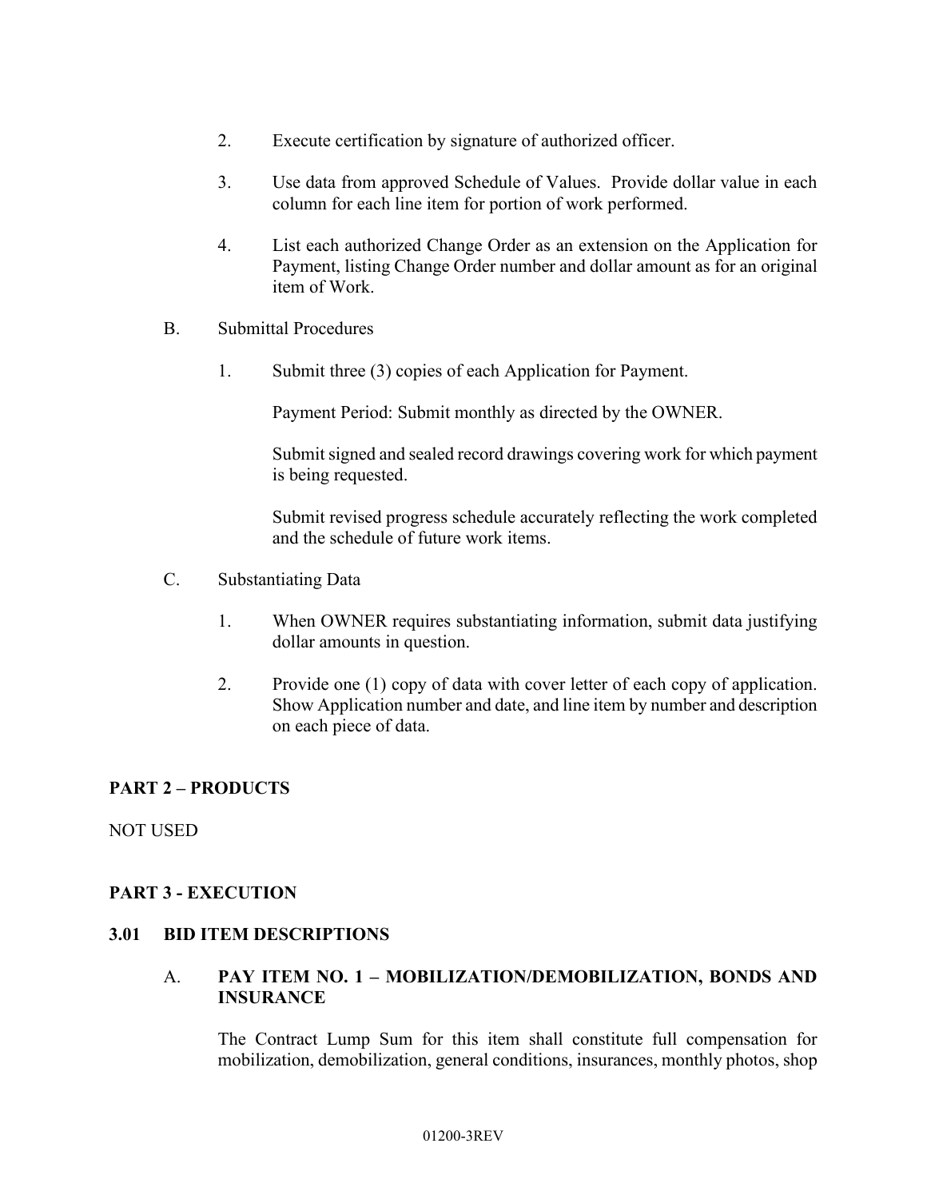2. Execute certification by signature of authorized officer.

3. Use data from approved Schedule of Values. Provide dollar value in each column for each line item for portion of work performed.

4. List each authorized Change Order as an extension on the Application for Payment, listing Change Order number and dollar amount as for an original item of Work.

B. Submittal Procedures

1. Submit three (3) copies of each Application for Payment.

   Payment Period: Submit monthly as directed by the OWNER.

   Submit signed and sealed record drawings covering work for which payment is being requested.

   Submit revised progress schedule accurately reflecting the work completed and the schedule of future work items.

C. Substantiating Data

1. When OWNER requires substantiating information, submit data justifying dollar amounts in question.

2. Provide one (1) copy of data with cover letter of each copy of application. Show Application number and date, and line item by number and description on each piece of data.

## PART 2 – PRODUCTS

NOT USED

## PART 3 - EXECUTION

### 3.01 BID ITEM DESCRIPTIONS

A. **PAY ITEM NO. 1 – MOBILIZATION/DEMOBILIZATION, BONDS AND INSURANCE**

The Contract Lump Sum for this item shall constitute full compensation for mobilization, demobilization, general conditions, insurances, monthly photos, shop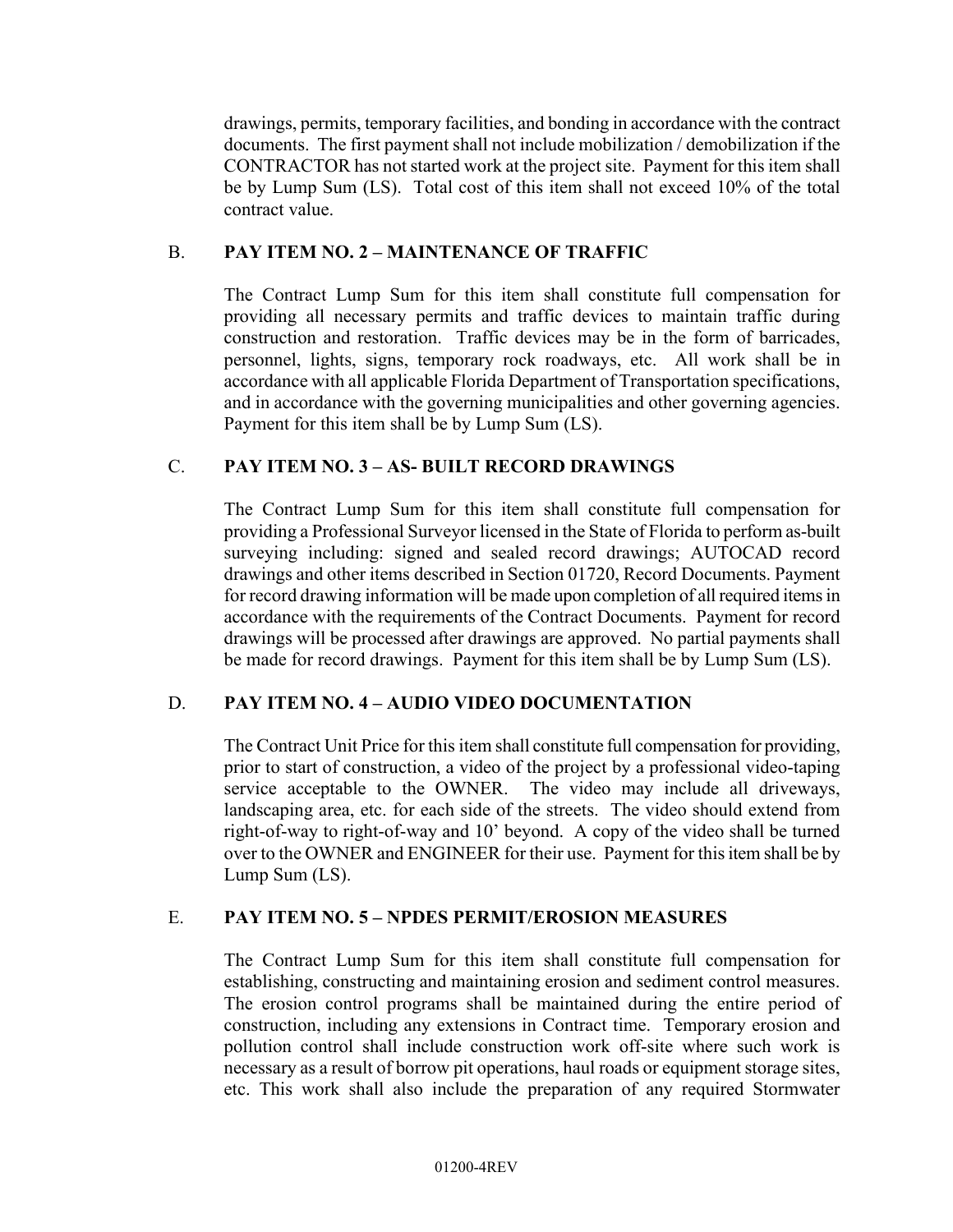drawings, permits, temporary facilities, and bonding in accordance with the contract documents. The first payment shall not include mobilization / demobilization if the CONTRACTOR has not started work at the project site. Payment for this item shall be by Lump Sum (LS). Total cost of this item shall not exceed 10% of the total contract value.

B. **PAY ITEM NO. 2 – MAINTENANCE OF TRAFFIC**

The Contract Lump Sum for this item shall constitute full compensation for providing all necessary permits and traffic devices to maintain traffic during construction and restoration. Traffic devices may be in the form of barricades, personnel, lights, signs, temporary rock roadways, etc. All work shall be in accordance with all applicable Florida Department of Transportation specifications, and in accordance with the governing municipalities and other governing agencies. Payment for this item shall be by Lump Sum (LS).

C. **PAY ITEM NO. 3 – AS- BUILT RECORD DRAWINGS**

The Contract Lump Sum for this item shall constitute full compensation for providing a Professional Surveyor licensed in the State of Florida to perform as-built surveying including: signed and sealed record drawings; AUTOCAD record drawings and other items described in Section 01720, Record Documents. Payment for record drawing information will be made upon completion of all required items in accordance with the requirements of the Contract Documents. Payment for record drawings will be processed after drawings are approved. No partial payments shall be made for record drawings. Payment for this item shall be by Lump Sum (LS).

D. **PAY ITEM NO. 4 – AUDIO VIDEO DOCUMENTATION**

The Contract Unit Price for this item shall constitute full compensation for providing, prior to start of construction, a video of the project by a professional video-taping service acceptable to the OWNER. The video may include all driveways, landscaping area, etc. for each side of the streets. The video should extend from right-of-way to right-of-way and 10' beyond. A copy of the video shall be turned over to the OWNER and ENGINEER for their use. Payment for this item shall be by Lump Sum (LS).

E. **PAY ITEM NO. 5 – NPDES PERMIT/EROSION MEASURES**

The Contract Lump Sum for this item shall constitute full compensation for establishing, constructing and maintaining erosion and sediment control measures. The erosion control programs shall be maintained during the entire period of construction, including any extensions in Contract time. Temporary erosion and pollution control shall include construction work off-site where such work is necessary as a result of borrow pit operations, haul roads or equipment storage sites, etc. This work shall also include the preparation of any required Stormwater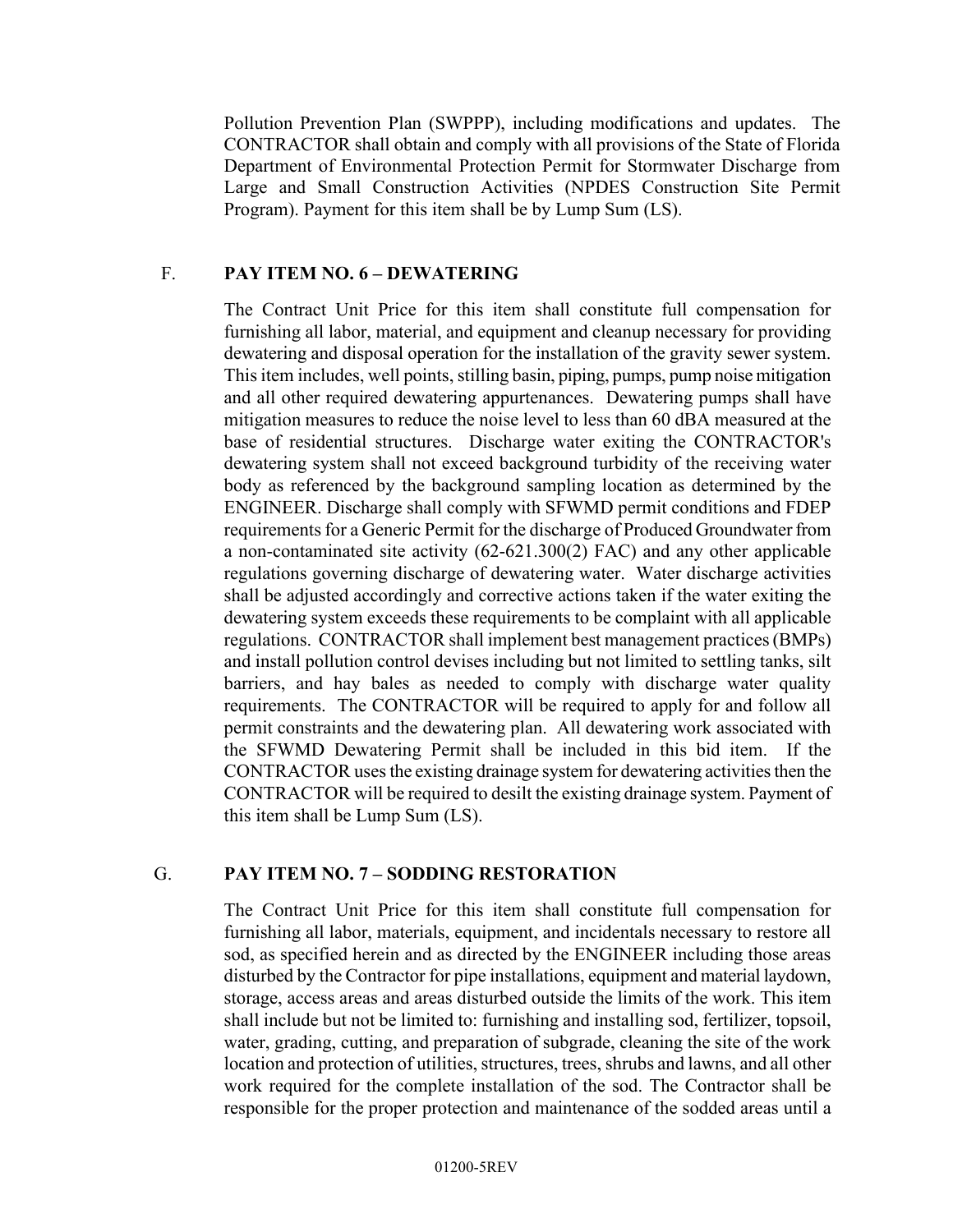Pollution Prevention Plan (SWPPP), including modifications and updates. The CONTRACTOR shall obtain and comply with all provisions of the State of Florida Department of Environmental Protection Permit for Stormwater Discharge from Large and Small Construction Activities (NPDES Construction Site Permit Program). Payment for this item shall be by Lump Sum (LS).

F. **PAY ITEM NO. 6 – DEWATERING**

The Contract Unit Price for this item shall constitute full compensation for furnishing all labor, material, and equipment and cleanup necessary for providing dewatering and disposal operation for the installation of the gravity sewer system. This item includes, well points, stilling basin, piping, pumps, pump noise mitigation and all other required dewatering appurtenances. Dewatering pumps shall have mitigation measures to reduce the noise level to less than 60 dBA measured at the base of residential structures. Discharge water exiting the CONTRACTOR's dewatering system shall not exceed background turbidity of the receiving water body as referenced by the background sampling location as determined by the ENGINEER. Discharge shall comply with SFWMD permit conditions and FDEP requirements for a Generic Permit for the discharge of Produced Groundwater from a non-contaminated site activity (62-621.300(2) FAC) and any other applicable regulations governing discharge of dewatering water. Water discharge activities shall be adjusted accordingly and corrective actions taken if the water exiting the dewatering system exceeds these requirements to be complaint with all applicable regulations. CONTRACTOR shall implement best management practices (BMPs) and install pollution control devises including but not limited to settling tanks, silt barriers, and hay bales as needed to comply with discharge water quality requirements. The CONTRACTOR will be required to apply for and follow all permit constraints and the dewatering plan. All dewatering work associated with the SFWMD Dewatering Permit shall be included in this bid item. If the CONTRACTOR uses the existing drainage system for dewatering activities then the CONTRACTOR will be required to desilt the existing drainage system. Payment of this item shall be Lump Sum (LS).

G. **PAY ITEM NO. 7 – SODDING RESTORATION**

The Contract Unit Price for this item shall constitute full compensation for furnishing all labor, materials, equipment, and incidentals necessary to restore all sod, as specified herein and as directed by the ENGINEER including those areas disturbed by the Contractor for pipe installations, equipment and material laydown, storage, access areas and areas disturbed outside the limits of the work. This item shall include but not be limited to: furnishing and installing sod, fertilizer, topsoil, water, grading, cutting, and preparation of subgrade, cleaning the site of the work location and protection of utilities, structures, trees, shrubs and lawns, and all other work required for the complete installation of the sod. The Contractor shall be responsible for the proper protection and maintenance of the sodded areas until a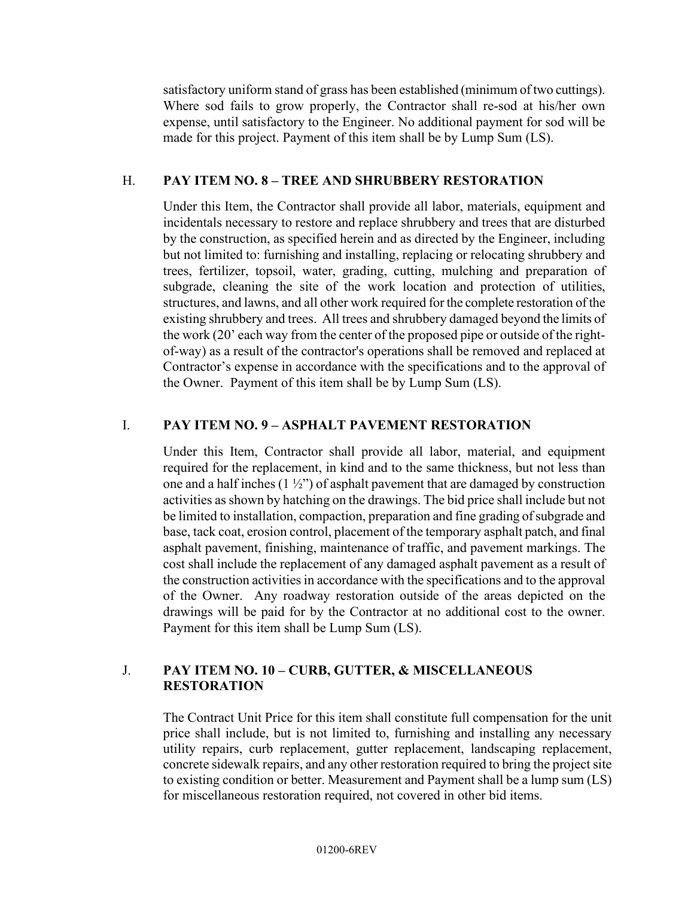satisfactory uniform stand of grass has been established (minimum of two cuttings). Where sod fails to grow properly, the Contractor shall re-sod at his/her own expense, until satisfactory to the Engineer. No additional payment for sod will be made for this project. Payment of this item shall be by Lump Sum (LS).

H. **PAY ITEM NO. 8 – TREE AND SHRUBBERY RESTORATION**

Under this Item, the Contractor shall provide all labor, materials, equipment and incidentals necessary to restore and replace shrubbery and trees that are disturbed by the construction, as specified herein and as directed by the Engineer, including but not limited to: furnishing and installing, replacing or relocating shrubbery and trees, fertilizer, topsoil, water, grading, cutting, mulching and preparation of subgrade, cleaning the site of the work location and protection of utilities, structures, and lawns, and all other work required for the complete restoration of the existing shrubbery and trees. All trees and shrubbery damaged beyond the limits of the work (20' each way from the center of the proposed pipe or outside of the right-of-way) as a result of the contractor's operations shall be removed and replaced at Contractor's expense in accordance with the specifications and to the approval of the Owner. Payment of this item shall be by Lump Sum (LS).

I. **PAY ITEM NO. 9 – ASPHALT PAVEMENT RESTORATION**

Under this Item, Contractor shall provide all labor, material, and equipment required for the replacement, in kind and to the same thickness, but not less than one and a half inches (1 ½") of asphalt pavement that are damaged by construction activities as shown by hatching on the drawings. The bid price shall include but not be limited to installation, compaction, preparation and fine grading of subgrade and base, tack coat, erosion control, placement of the temporary asphalt patch, and final asphalt pavement, finishing, maintenance of traffic, and pavement markings. The cost shall include the replacement of any damaged asphalt pavement as a result of the construction activities in accordance with the specifications and to the approval of the Owner. Any roadway restoration outside of the areas depicted on the drawings will be paid for by the Contractor at no additional cost to the owner. Payment for this item shall be Lump Sum (LS).

J. **PAY ITEM NO. 10 – CURB, GUTTER, & MISCELLANEOUS RESTORATION**

The Contract Unit Price for this item shall constitute full compensation for the unit price shall include, but is not limited to, furnishing and installing any necessary utility repairs, curb replacement, gutter replacement, landscaping replacement, concrete sidewalk repairs, and any other restoration required to bring the project site to existing condition or better. Measurement and Payment shall be a lump sum (LS) for miscellaneous restoration required, not covered in other bid items.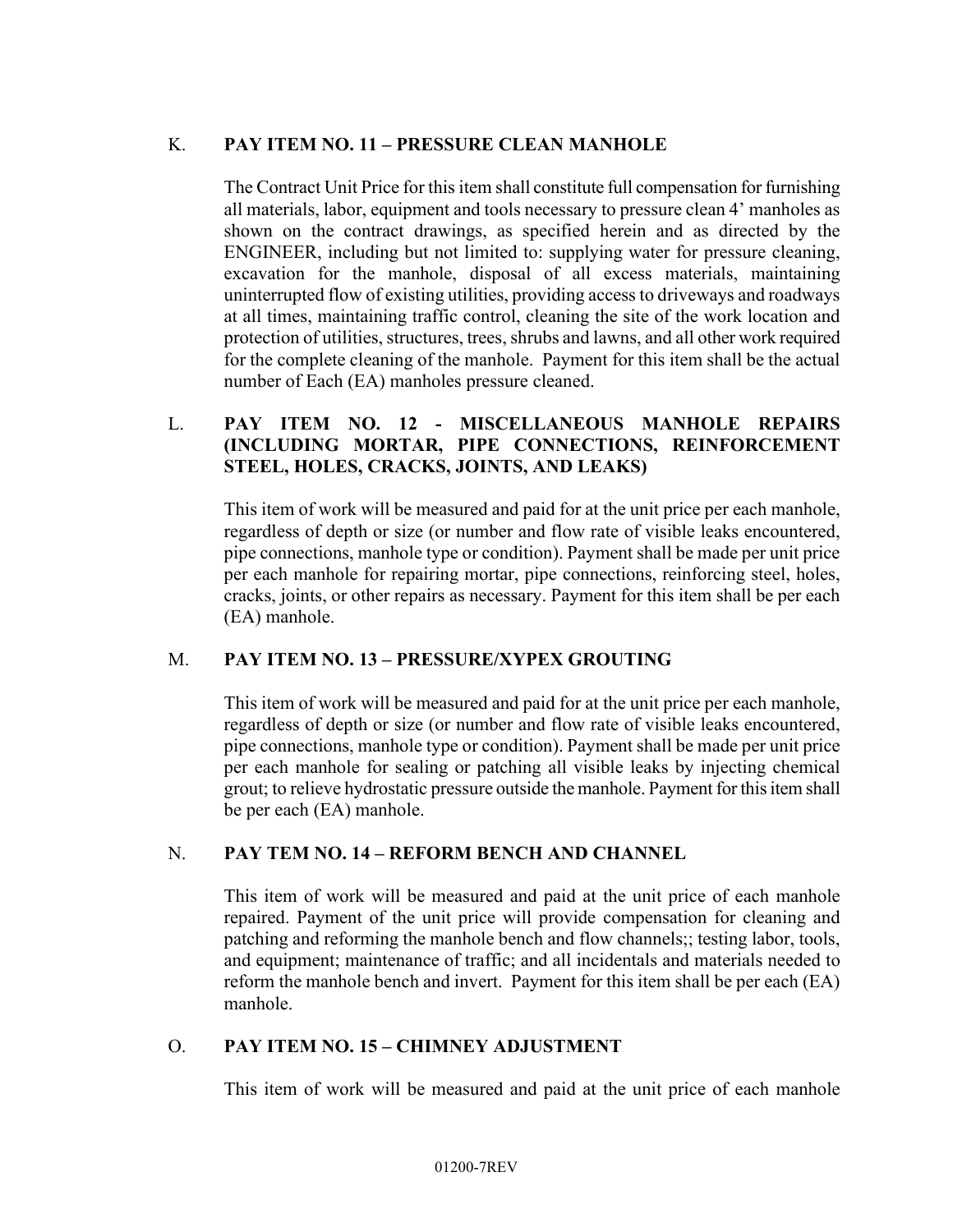K. **PAY ITEM NO. 11 – PRESSURE CLEAN MANHOLE**

The Contract Unit Price for this item shall constitute full compensation for furnishing all materials, labor, equipment and tools necessary to pressure clean 4' manholes as shown on the contract drawings, as specified herein and as directed by the ENGINEER, including but not limited to: supplying water for pressure cleaning, excavation for the manhole, disposal of all excess materials, maintaining uninterrupted flow of existing utilities, providing access to driveways and roadways at all times, maintaining traffic control, cleaning the site of the work location and protection of utilities, structures, trees, shrubs and lawns, and all other work required for the complete cleaning of the manhole. Payment for this item shall be the actual number of Each (EA) manholes pressure cleaned.

L. **PAY ITEM NO. 12 - MISCELLANEOUS MANHOLE REPAIRS (INCLUDING MORTAR, PIPE CONNECTIONS, REINFORCEMENT STEEL, HOLES, CRACKS, JOINTS, AND LEAKS)**

This item of work will be measured and paid for at the unit price per each manhole, regardless of depth or size (or number and flow rate of visible leaks encountered, pipe connections, manhole type or condition). Payment shall be made per unit price per each manhole for repairing mortar, pipe connections, reinforcing steel, holes, cracks, joints, or other repairs as necessary. Payment for this item shall be per each (EA) manhole.

M. **PAY ITEM NO. 13 – PRESSURE/XYPEX GROUTING**

This item of work will be measured and paid for at the unit price per each manhole, regardless of depth or size (or number and flow rate of visible leaks encountered, pipe connections, manhole type or condition). Payment shall be made per unit price per each manhole for sealing or patching all visible leaks by injecting chemical grout; to relieve hydrostatic pressure outside the manhole. Payment for this item shall be per each (EA) manhole.

N. **PAY TEM NO. 14 – REFORM BENCH AND CHANNEL**

This item of work will be measured and paid at the unit price of each manhole repaired. Payment of the unit price will provide compensation for cleaning and patching and reforming the manhole bench and flow channels;; testing labor, tools, and equipment; maintenance of traffic; and all incidentals and materials needed to reform the manhole bench and invert. Payment for this item shall be per each (EA) manhole.

O. **PAY ITEM NO. 15 – CHIMNEY ADJUSTMENT**

This item of work will be measured and paid at the unit price of each manhole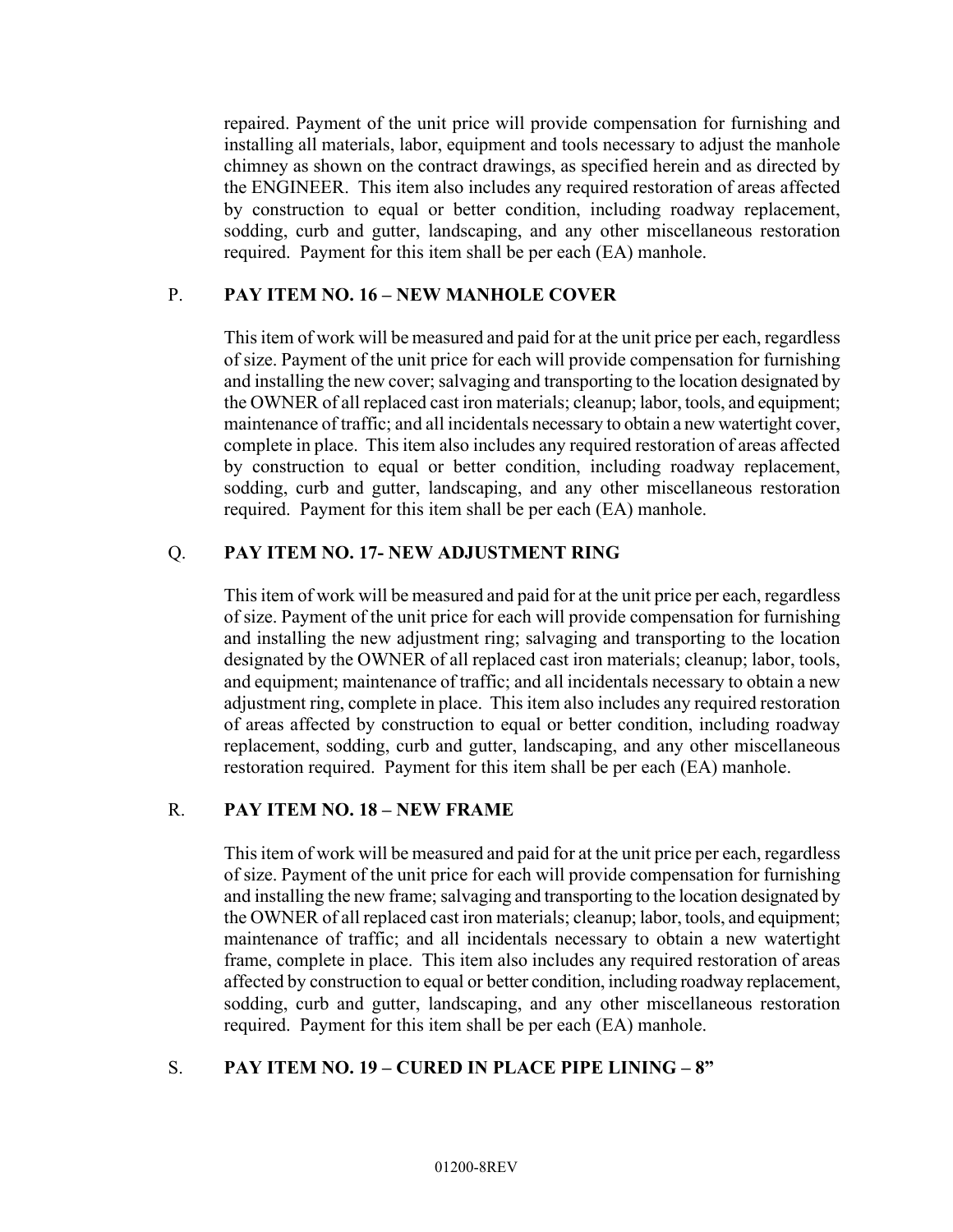repaired. Payment of the unit price will provide compensation for furnishing and installing all materials, labor, equipment and tools necessary to adjust the manhole chimney as shown on the contract drawings, as specified herein and as directed by the ENGINEER. This item also includes any required restoration of areas affected by construction to equal or better condition, including roadway replacement, sodding, curb and gutter, landscaping, and any other miscellaneous restoration required. Payment for this item shall be per each (EA) manhole.

P. **PAY ITEM NO. 16 – NEW MANHOLE COVER**

This item of work will be measured and paid for at the unit price per each, regardless of size. Payment of the unit price for each will provide compensation for furnishing and installing the new cover; salvaging and transporting to the location designated by the OWNER of all replaced cast iron materials; cleanup; labor, tools, and equipment; maintenance of traffic; and all incidentals necessary to obtain a new watertight cover, complete in place. This item also includes any required restoration of areas affected by construction to equal or better condition, including roadway replacement, sodding, curb and gutter, landscaping, and any other miscellaneous restoration required. Payment for this item shall be per each (EA) manhole.

Q. **PAY ITEM NO. 17- NEW ADJUSTMENT RING**

This item of work will be measured and paid for at the unit price per each, regardless of size. Payment of the unit price for each will provide compensation for furnishing and installing the new adjustment ring; salvaging and transporting to the location designated by the OWNER of all replaced cast iron materials; cleanup; labor, tools, and equipment; maintenance of traffic; and all incidentals necessary to obtain a new adjustment ring, complete in place. This item also includes any required restoration of areas affected by construction to equal or better condition, including roadway replacement, sodding, curb and gutter, landscaping, and any other miscellaneous restoration required. Payment for this item shall be per each (EA) manhole.

R. **PAY ITEM NO. 18 – NEW FRAME**

This item of work will be measured and paid for at the unit price per each, regardless of size. Payment of the unit price for each will provide compensation for furnishing and installing the new frame; salvaging and transporting to the location designated by the OWNER of all replaced cast iron materials; cleanup; labor, tools, and equipment; maintenance of traffic; and all incidentals necessary to obtain a new watertight frame, complete in place. This item also includes any required restoration of areas affected by construction to equal or better condition, including roadway replacement, sodding, curb and gutter, landscaping, and any other miscellaneous restoration required. Payment for this item shall be per each (EA) manhole.

S. **PAY ITEM NO. 19 – CURED IN PLACE PIPE LINING – 8”**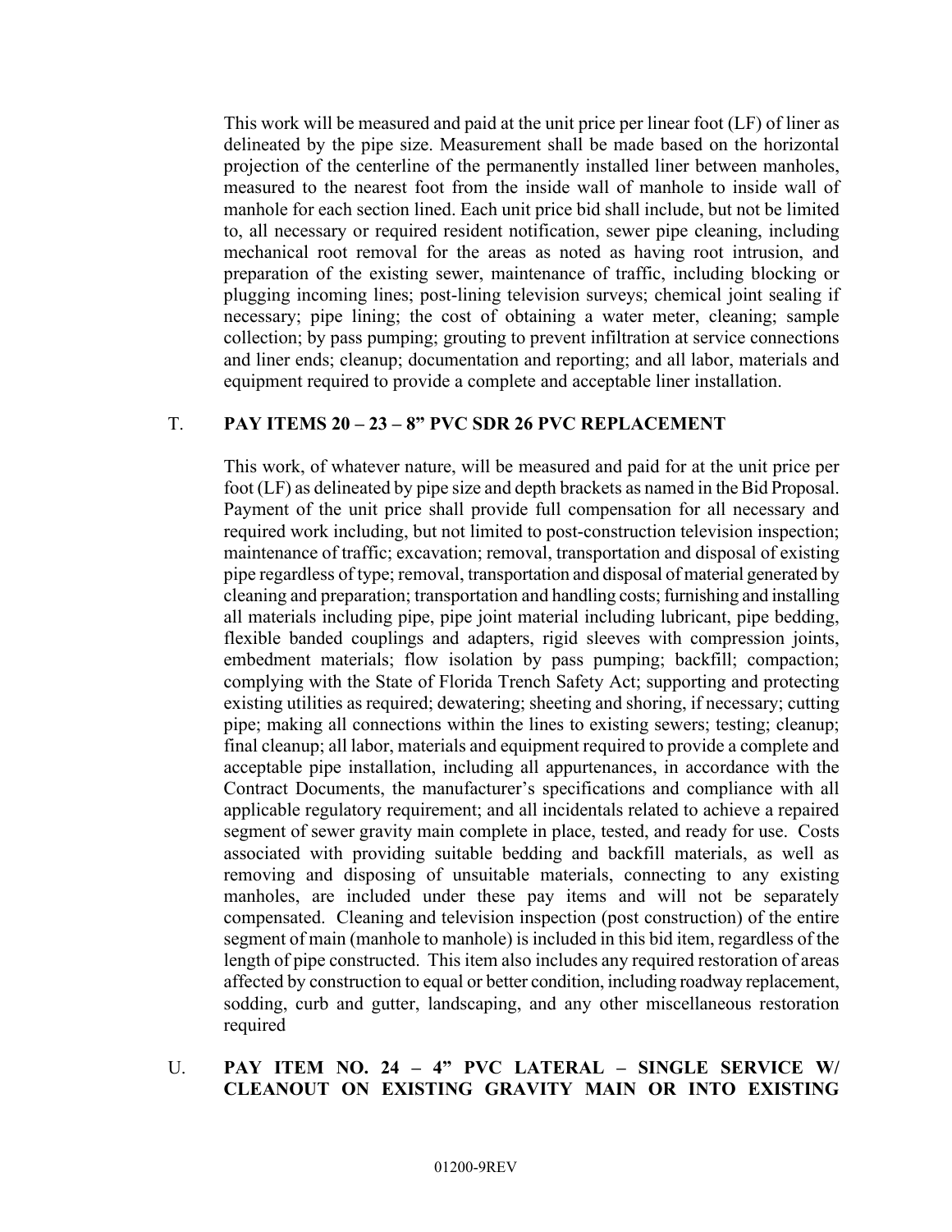This work will be measured and paid at the unit price per linear foot (LF) of liner as delineated by the pipe size. Measurement shall be made based on the horizontal projection of the centerline of the permanently installed liner between manholes, measured to the nearest foot from the inside wall of manhole to inside wall of manhole for each section lined. Each unit price bid shall include, but not be limited to, all necessary or required resident notification, sewer pipe cleaning, including mechanical root removal for the areas as noted as having root intrusion, and preparation of the existing sewer, maintenance of traffic, including blocking or plugging incoming lines; post-lining television surveys; chemical joint sealing if necessary; pipe lining; the cost of obtaining a water meter, cleaning; sample collection; by pass pumping; grouting to prevent infiltration at service connections and liner ends; cleanup; documentation and reporting; and all labor, materials and equipment required to provide a complete and acceptable liner installation.

T. **PAY ITEMS 20 – 23 – 8" PVC SDR 26 PVC REPLACEMENT**

This work, of whatever nature, will be measured and paid for at the unit price per foot (LF) as delineated by pipe size and depth brackets as named in the Bid Proposal. Payment of the unit price shall provide full compensation for all necessary and required work including, but not limited to post-construction television inspection; maintenance of traffic; excavation; removal, transportation and disposal of existing pipe regardless of type; removal, transportation and disposal of material generated by cleaning and preparation; transportation and handling costs; furnishing and installing all materials including pipe, pipe joint material including lubricant, pipe bedding, flexible banded couplings and adapters, rigid sleeves with compression joints, embedment materials; flow isolation by pass pumping; backfill; compaction; complying with the State of Florida Trench Safety Act; supporting and protecting existing utilities as required; dewatering; sheeting and shoring, if necessary; cutting pipe; making all connections within the lines to existing sewers; testing; cleanup; final cleanup; all labor, materials and equipment required to provide a complete and acceptable pipe installation, including all appurtenances, in accordance with the Contract Documents, the manufacturer's specifications and compliance with all applicable regulatory requirement; and all incidentals related to achieve a repaired segment of sewer gravity main complete in place, tested, and ready for use. Costs associated with providing suitable bedding and backfill materials, as well as removing and disposing of unsuitable materials, connecting to any existing manholes, are included under these pay items and will not be separately compensated. Cleaning and television inspection (post construction) of the entire segment of main (manhole to manhole) is included in this bid item, regardless of the length of pipe constructed. This item also includes any required restoration of areas affected by construction to equal or better condition, including roadway replacement, sodding, curb and gutter, landscaping, and any other miscellaneous restoration required

U. **PAY ITEM NO. 24 – 4" PVC LATERAL – SINGLE SERVICE W/ CLEANOUT ON EXISTING GRAVITY MAIN OR INTO EXISTING**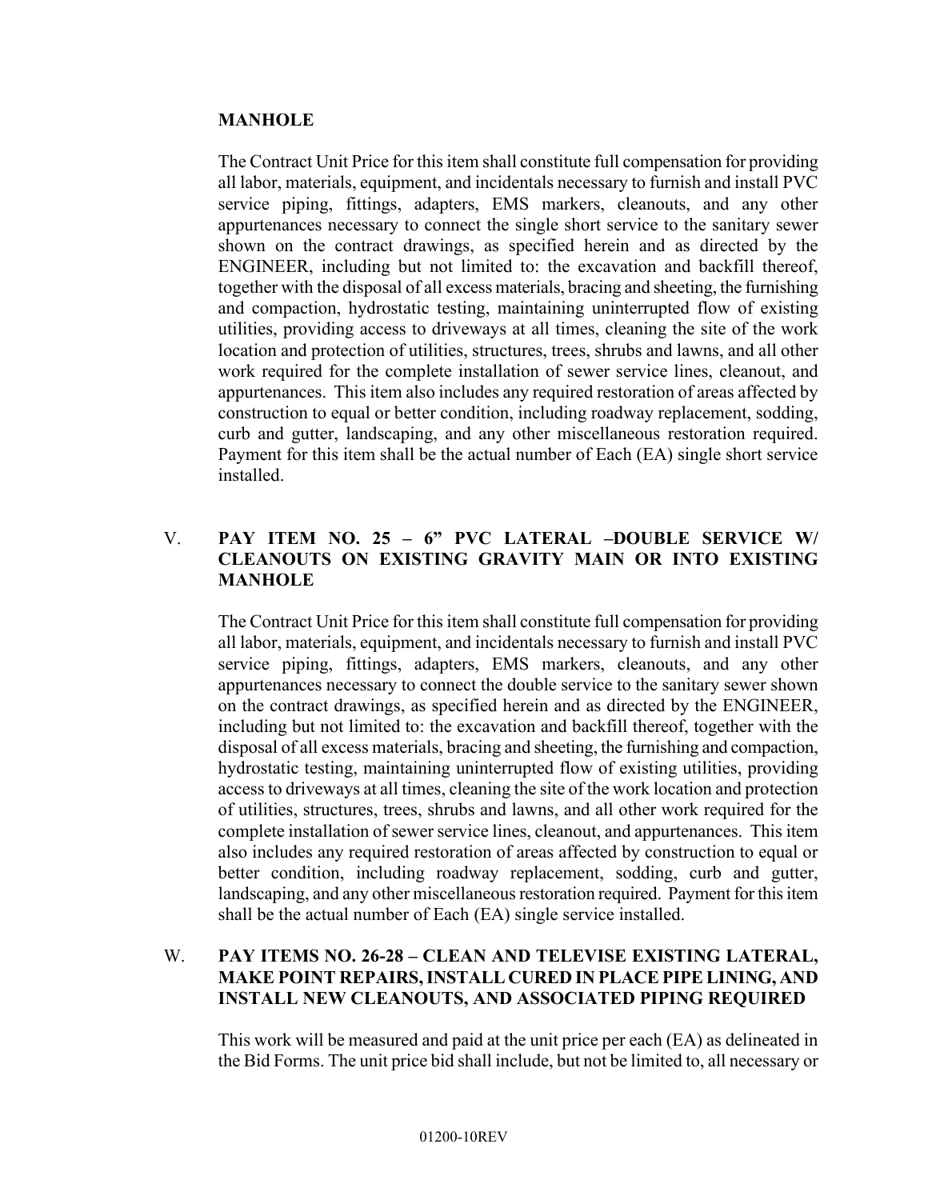**MANHOLE**

The Contract Unit Price for this item shall constitute full compensation for providing all labor, materials, equipment, and incidentals necessary to furnish and install PVC service piping, fittings, adapters, EMS markers, cleanouts, and any other appurtenances necessary to connect the single short service to the sanitary sewer shown on the contract drawings, as specified herein and as directed by the ENGINEER, including but not limited to: the excavation and backfill thereof, together with the disposal of all excess materials, bracing and sheeting, the furnishing and compaction, hydrostatic testing, maintaining uninterrupted flow of existing utilities, providing access to driveways at all times, cleaning the site of the work location and protection of utilities, structures, trees, shrubs and lawns, and all other work required for the complete installation of sewer service lines, cleanout, and appurtenances. This item also includes any required restoration of areas affected by construction to equal or better condition, including roadway replacement, sodding, curb and gutter, landscaping, and any other miscellaneous restoration required. Payment for this item shall be the actual number of Each (EA) single short service installed.

V. **PAY ITEM NO. 25 – 6" PVC LATERAL –DOUBLE SERVICE W/ CLEANOUTS ON EXISTING GRAVITY MAIN OR INTO EXISTING MANHOLE**

The Contract Unit Price for this item shall constitute full compensation for providing all labor, materials, equipment, and incidentals necessary to furnish and install PVC service piping, fittings, adapters, EMS markers, cleanouts, and any other appurtenances necessary to connect the double service to the sanitary sewer shown on the contract drawings, as specified herein and as directed by the ENGINEER, including but not limited to: the excavation and backfill thereof, together with the disposal of all excess materials, bracing and sheeting, the furnishing and compaction, hydrostatic testing, maintaining uninterrupted flow of existing utilities, providing access to driveways at all times, cleaning the site of the work location and protection of utilities, structures, trees, shrubs and lawns, and all other work required for the complete installation of sewer service lines, cleanout, and appurtenances. This item also includes any required restoration of areas affected by construction to equal or better condition, including roadway replacement, sodding, curb and gutter, landscaping, and any other miscellaneous restoration required. Payment for this item shall be the actual number of Each (EA) single service installed.

W. **PAY ITEMS NO. 26-28 – CLEAN AND TELEVISE EXISTING LATERAL, MAKE POINT REPAIRS, INSTALL CURED IN PLACE PIPE LINING, AND INSTALL NEW CLEANOUTS, AND ASSOCIATED PIPING REQUIRED**

This work will be measured and paid at the unit price per each (EA) as delineated in the Bid Forms. The unit price bid shall include, but not be limited to, all necessary or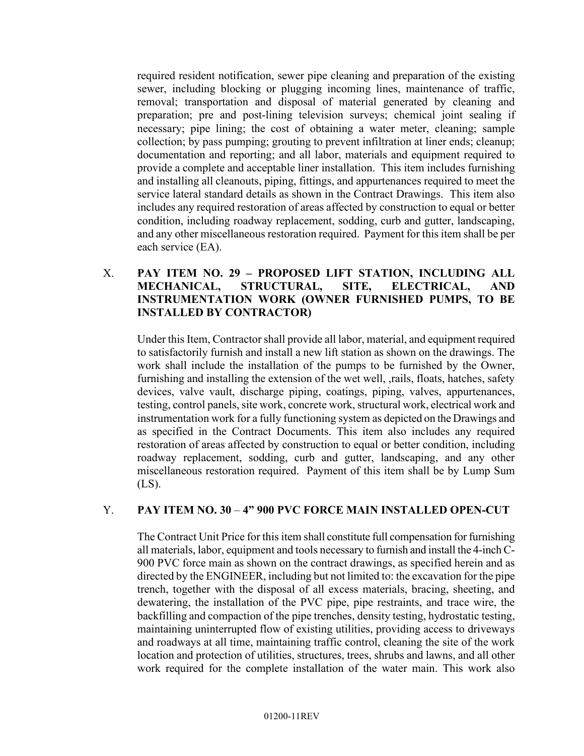required resident notification, sewer pipe cleaning and preparation of the existing sewer, including blocking or plugging incoming lines, maintenance of traffic, removal; transportation and disposal of material generated by cleaning and preparation; pre and post-lining television surveys; chemical joint sealing if necessary; pipe lining; the cost of obtaining a water meter, cleaning; sample collection; by pass pumping; grouting to prevent infiltration at liner ends; cleanup; documentation and reporting; and all labor, materials and equipment required to provide a complete and acceptable liner installation. This item includes furnishing and installing all cleanouts, piping, fittings, and appurtenances required to meet the service lateral standard details as shown in the Contract Drawings. This item also includes any required restoration of areas affected by construction to equal or better condition, including roadway replacement, sodding, curb and gutter, landscaping, and any other miscellaneous restoration required. Payment for this item shall be per each service (EA).

X. **PAY ITEM NO. 29 – PROPOSED LIFT STATION, INCLUDING ALL MECHANICAL, STRUCTURAL, SITE, ELECTRICAL, AND INSTRUMENTATION WORK (OWNER FURNISHED PUMPS, TO BE INSTALLED BY CONTRACTOR)**

Under this Item, Contractor shall provide all labor, material, and equipment required to satisfactorily furnish and install a new lift station as shown on the drawings. The work shall include the installation of the pumps to be furnished by the Owner, furnishing and installing the extension of the wet well, ,rails, floats, hatches, safety devices, valve vault, discharge piping, coatings, piping, valves, appurtenances, testing, control panels, site work, concrete work, structural work, electrical work and instrumentation work for a fully functioning system as depicted on the Drawings and as specified in the Contract Documents. This item also includes any required restoration of areas affected by construction to equal or better condition, including roadway replacement, sodding, curb and gutter, landscaping, and any other miscellaneous restoration required. Payment of this item shall be by Lump Sum (LS).

Y. **PAY ITEM NO. 30 – 4" 900 PVC FORCE MAIN INSTALLED OPEN-CUT**

The Contract Unit Price for this item shall constitute full compensation for furnishing all materials, labor, equipment and tools necessary to furnish and install the 4-inch C-900 PVC force main as shown on the contract drawings, as specified herein and as directed by the ENGINEER, including but not limited to: the excavation for the pipe trench, together with the disposal of all excess materials, bracing, sheeting, and dewatering, the installation of the PVC pipe, pipe restraints, and trace wire, the backfilling and compaction of the pipe trenches, density testing, hydrostatic testing, maintaining uninterrupted flow of existing utilities, providing access to driveways and roadways at all time, maintaining traffic control, cleaning the site of the work location and protection of utilities, structures, trees, shrubs and lawns, and all other work required for the complete installation of the water main. This work also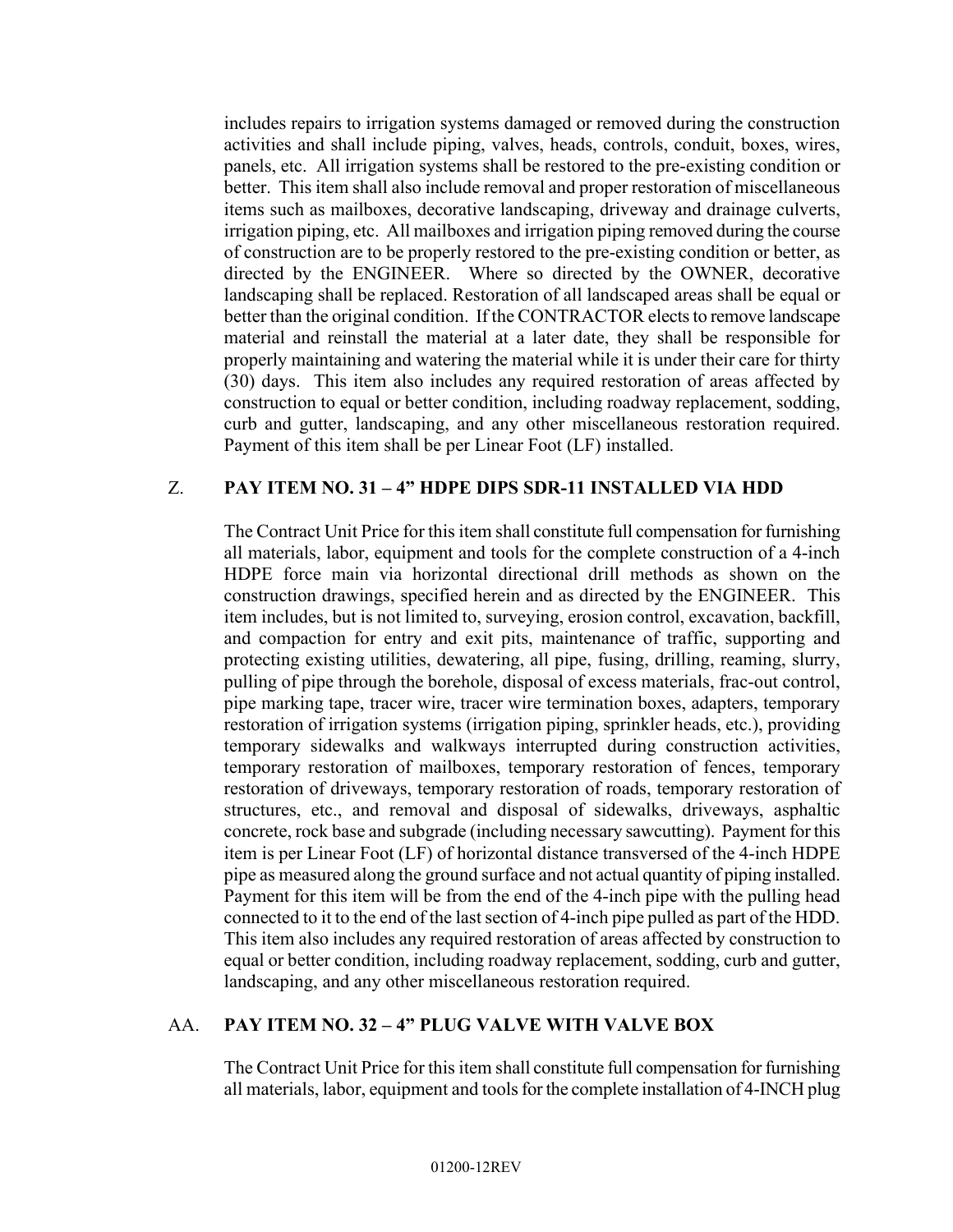includes repairs to irrigation systems damaged or removed during the construction activities and shall include piping, valves, heads, controls, conduit, boxes, wires, panels, etc. All irrigation systems shall be restored to the pre-existing condition or better. This item shall also include removal and proper restoration of miscellaneous items such as mailboxes, decorative landscaping, driveway and drainage culverts, irrigation piping, etc. All mailboxes and irrigation piping removed during the course of construction are to be properly restored to the pre-existing condition or better, as directed by the ENGINEER. Where so directed by the OWNER, decorative landscaping shall be replaced. Restoration of all landscaped areas shall be equal or better than the original condition. If the CONTRACTOR elects to remove landscape material and reinstall the material at a later date, they shall be responsible for properly maintaining and watering the material while it is under their care for thirty (30) days. This item also includes any required restoration of areas affected by construction to equal or better condition, including roadway replacement, sodding, curb and gutter, landscaping, and any other miscellaneous restoration required. Payment of this item shall be per Linear Foot (LF) installed.

Z. **PAY ITEM NO. 31 – 4" HDPE DIPS SDR-11 INSTALLED VIA HDD**

The Contract Unit Price for this item shall constitute full compensation for furnishing all materials, labor, equipment and tools for the complete construction of a 4-inch HDPE force main via horizontal directional drill methods as shown on the construction drawings, specified herein and as directed by the ENGINEER. This item includes, but is not limited to, surveying, erosion control, excavation, backfill, and compaction for entry and exit pits, maintenance of traffic, supporting and protecting existing utilities, dewatering, all pipe, fusing, drilling, reaming, slurry, pulling of pipe through the borehole, disposal of excess materials, frac-out control, pipe marking tape, tracer wire, tracer wire termination boxes, adapters, temporary restoration of irrigation systems (irrigation piping, sprinkler heads, etc.), providing temporary sidewalks and walkways interrupted during construction activities, temporary restoration of mailboxes, temporary restoration of fences, temporary restoration of driveways, temporary restoration of roads, temporary restoration of structures, etc., and removal and disposal of sidewalks, driveways, asphaltic concrete, rock base and subgrade (including necessary sawcutting). Payment for this item is per Linear Foot (LF) of horizontal distance transversed of the 4-inch HDPE pipe as measured along the ground surface and not actual quantity of piping installed. Payment for this item will be from the end of the 4-inch pipe with the pulling head connected to it to the end of the last section of 4-inch pipe pulled as part of the HDD. This item also includes any required restoration of areas affected by construction to equal or better condition, including roadway replacement, sodding, curb and gutter, landscaping, and any other miscellaneous restoration required.

AA. **PAY ITEM NO. 32 – 4" PLUG VALVE WITH VALVE BOX**

The Contract Unit Price for this item shall constitute full compensation for furnishing all materials, labor, equipment and tools for the complete installation of 4-INCH plug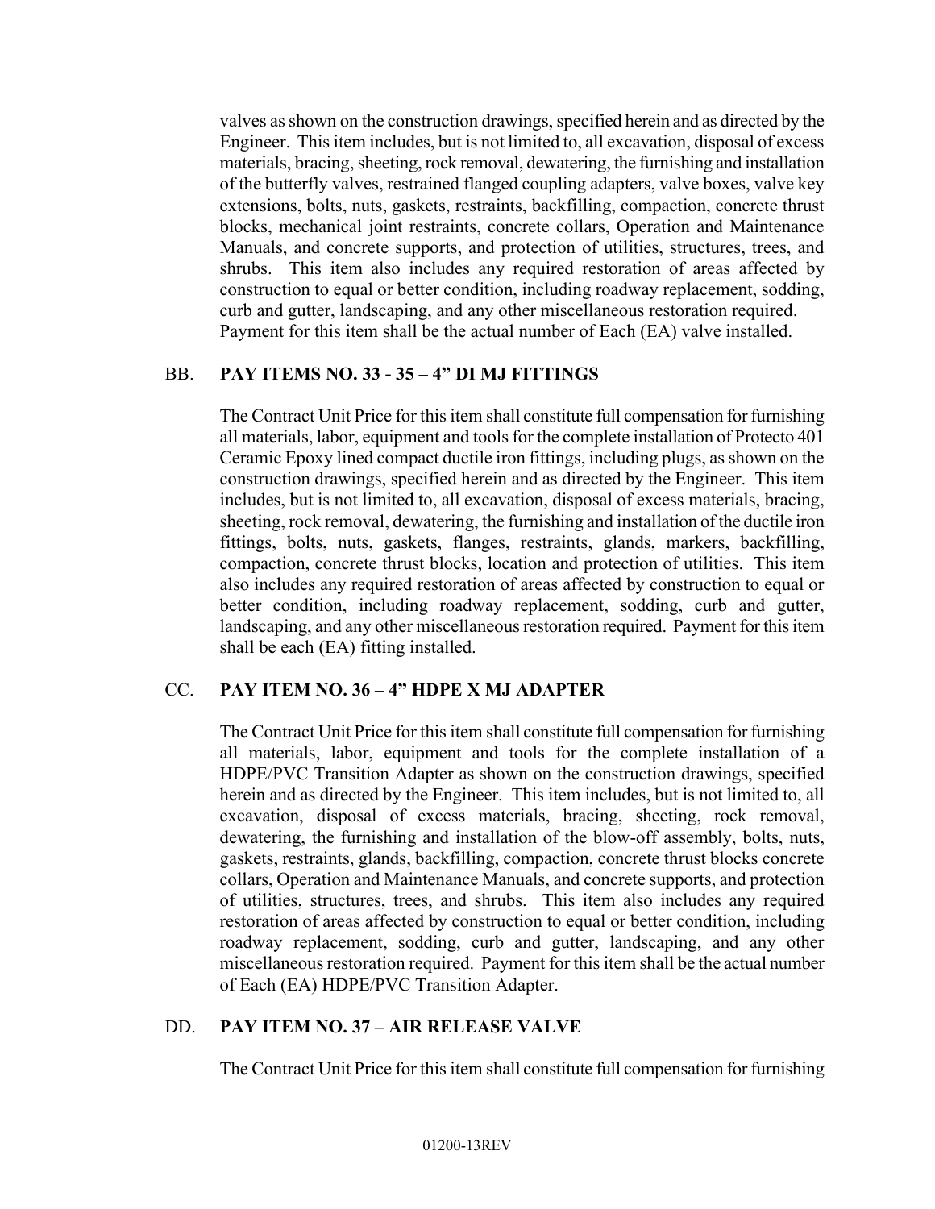valves as shown on the construction drawings, specified herein and as directed by the Engineer. This item includes, but is not limited to, all excavation, disposal of excess materials, bracing, sheeting, rock removal, dewatering, the furnishing and installation of the butterfly valves, restrained flanged coupling adapters, valve boxes, valve key extensions, bolts, nuts, gaskets, restraints, backfilling, compaction, concrete thrust blocks, mechanical joint restraints, concrete collars, Operation and Maintenance Manuals, and concrete supports, and protection of utilities, structures, trees, and shrubs. This item also includes any required restoration of areas affected by construction to equal or better condition, including roadway replacement, sodding, curb and gutter, landscaping, and any other miscellaneous restoration required. Payment for this item shall be the actual number of Each (EA) valve installed.

BB. **PAY ITEMS NO. 33 - 35 – 4" DI MJ FITTINGS**

The Contract Unit Price for this item shall constitute full compensation for furnishing all materials, labor, equipment and tools for the complete installation of Protecto 401 Ceramic Epoxy lined compact ductile iron fittings, including plugs, as shown on the construction drawings, specified herein and as directed by the Engineer. This item includes, but is not limited to, all excavation, disposal of excess materials, bracing, sheeting, rock removal, dewatering, the furnishing and installation of the ductile iron fittings, bolts, nuts, gaskets, flanges, restraints, glands, markers, backfilling, compaction, concrete thrust blocks, location and protection of utilities. This item also includes any required restoration of areas affected by construction to equal or better condition, including roadway replacement, sodding, curb and gutter, landscaping, and any other miscellaneous restoration required. Payment for this item shall be each (EA) fitting installed.

CC. **PAY ITEM NO. 36 – 4" HDPE X MJ ADAPTER**

The Contract Unit Price for this item shall constitute full compensation for furnishing all materials, labor, equipment and tools for the complete installation of a HDPE/PVC Transition Adapter as shown on the construction drawings, specified herein and as directed by the Engineer. This item includes, but is not limited to, all excavation, disposal of excess materials, bracing, sheeting, rock removal, dewatering, the furnishing and installation of the blow-off assembly, bolts, nuts, gaskets, restraints, glands, backfilling, compaction, concrete thrust blocks concrete collars, Operation and Maintenance Manuals, and concrete supports, and protection of utilities, structures, trees, and shrubs. This item also includes any required restoration of areas affected by construction to equal or better condition, including roadway replacement, sodding, curb and gutter, landscaping, and any other miscellaneous restoration required. Payment for this item shall be the actual number of Each (EA) HDPE/PVC Transition Adapter.

DD. **PAY ITEM NO. 37 – AIR RELEASE VALVE**

The Contract Unit Price for this item shall constitute full compensation for furnishing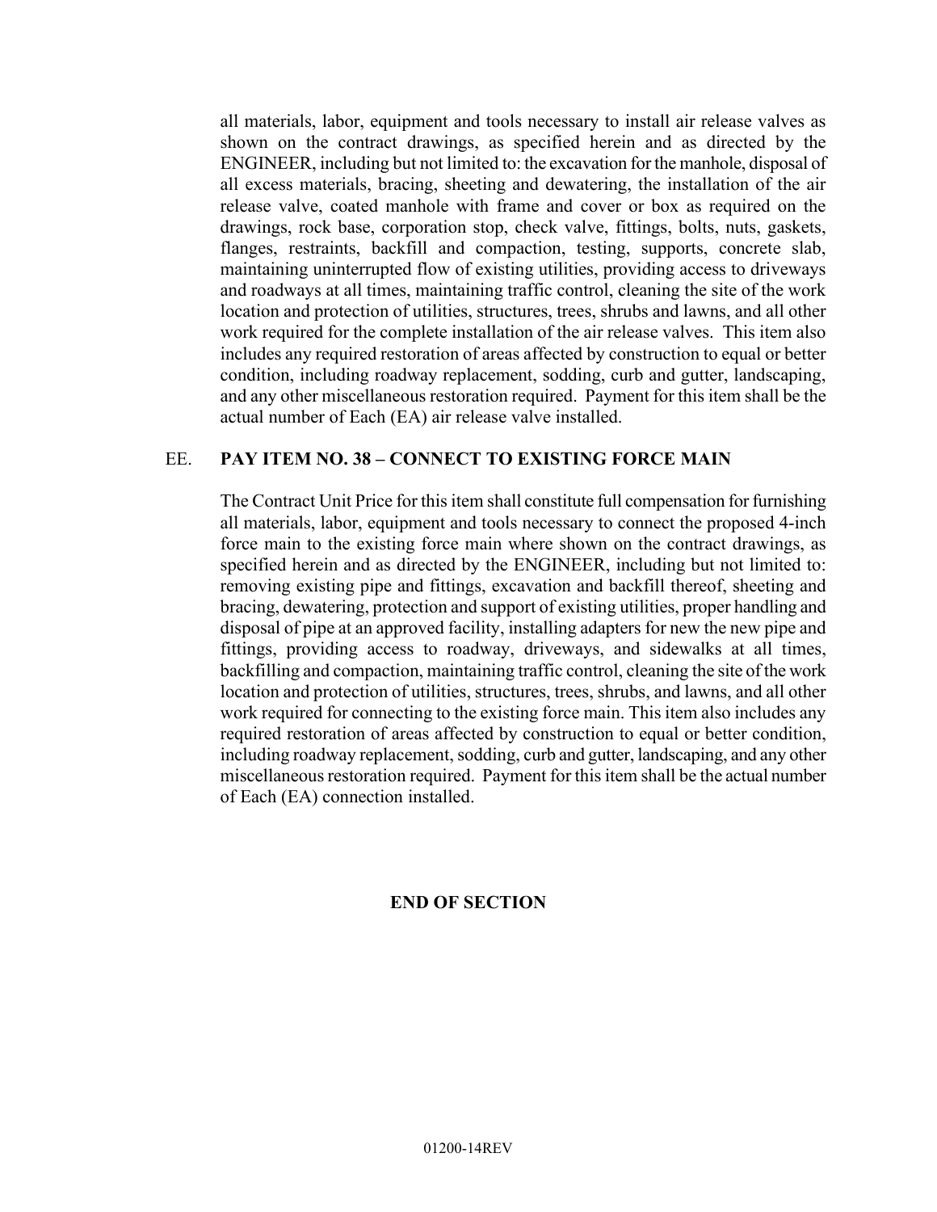all materials, labor, equipment and tools necessary to install air release valves as shown on the contract drawings, as specified herein and as directed by the ENGINEER, including but not limited to: the excavation for the manhole, disposal of all excess materials, bracing, sheeting and dewatering, the installation of the air release valve, coated manhole with frame and cover or box as required on the drawings, rock base, corporation stop, check valve, fittings, bolts, nuts, gaskets, flanges, restraints, backfill and compaction, testing, supports, concrete slab, maintaining uninterrupted flow of existing utilities, providing access to driveways and roadways at all times, maintaining traffic control, cleaning the site of the work location and protection of utilities, structures, trees, shrubs and lawns, and all other work required for the complete installation of the air release valves. This item also includes any required restoration of areas affected by construction to equal or better condition, including roadway replacement, sodding, curb and gutter, landscaping, and any other miscellaneous restoration required. Payment for this item shall be the actual number of Each (EA) air release valve installed.

EE. **PAY ITEM NO. 38 – CONNECT TO EXISTING FORCE MAIN**

The Contract Unit Price for this item shall constitute full compensation for furnishing all materials, labor, equipment and tools necessary to connect the proposed 4-inch force main to the existing force main where shown on the contract drawings, as specified herein and as directed by the ENGINEER, including but not limited to: removing existing pipe and fittings, excavation and backfill thereof, sheeting and bracing, dewatering, protection and support of existing utilities, proper handling and disposal of pipe at an approved facility, installing adapters for new the new pipe and fittings, providing access to roadway, driveways, and sidewalks at all times, backfilling and compaction, maintaining traffic control, cleaning the site of the work location and protection of utilities, structures, trees, shrubs, and lawns, and all other work required for connecting to the existing force main. This item also includes any required restoration of areas affected by construction to equal or better condition, including roadway replacement, sodding, curb and gutter, landscaping, and any other miscellaneous restoration required. Payment for this item shall be the actual number of Each (EA) connection installed.

**END OF SECTION**